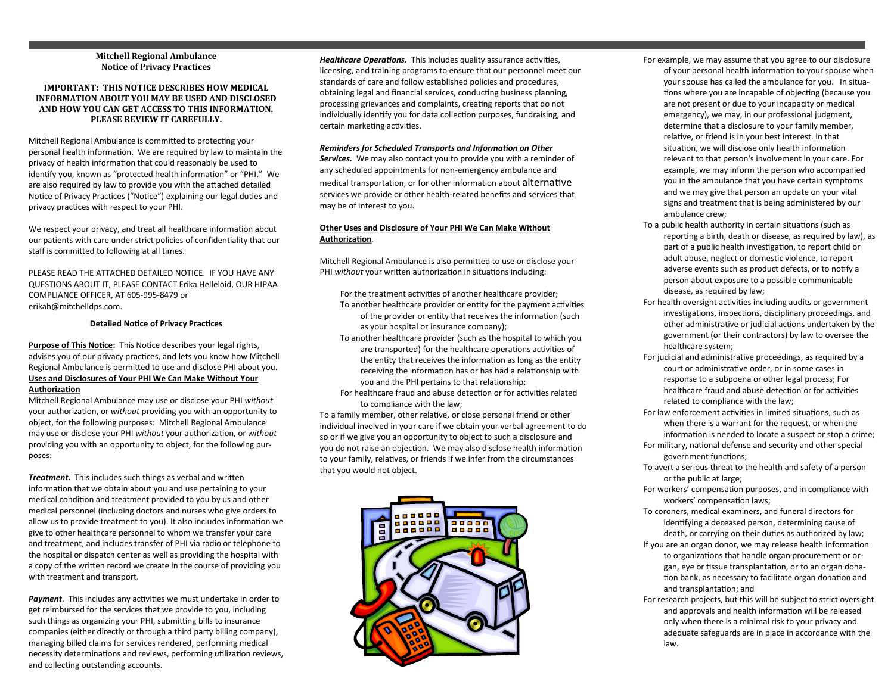## Mitchell Regional Ambulance
## Notice of Privacy Practices

**IMPORTANT: THIS NOTICE DESCRIBES HOW MEDICAL INFORMATION ABOUT YOU MAY BE USED AND DISCLOSED AND HOW YOU CAN GET ACCESS TO THIS INFORMATION. PLEASE REVIEW IT CAREFULLY.**

Mitchell Regional Ambulance is committed to protecting your personal health information. We are required by law to maintain the privacy of health information that could reasonably be used to identify you, known as "protected health information" or "PHI." We are also required by law to provide you with the attached detailed Notice of Privacy Practices ("Notice") explaining our legal duties and privacy practices with respect to your PHI.

We respect your privacy, and treat all healthcare information about our patients with care under strict policies of confidentiality that our staff is committed to following at all times.

PLEASE READ THE ATTACHED DETAILED NOTICE. IF YOU HAVE ANY QUESTIONS ABOUT IT, PLEASE CONTACT Erika Helleloid, OUR HIPAA COMPLIANCE OFFICER, AT 605-995-8479 or erikah@mitchelldps.com.

### Detailed Notice of Privacy Practices

**Purpose of This Notice:** This Notice describes your legal rights, advises you of our privacy practices, and lets you know how Mitchell Regional Ambulance is permitted to use and disclose PHI about you.

**Uses and Disclosures of Your PHI We Can Make Without Your Authorization**

Mitchell Regional Ambulance may use or disclose your PHI *without* your authorization, or *without* providing you with an opportunity to object, for the following purposes: Mitchell Regional Ambulance may use or disclose your PHI *without* your authorization, or *without* providing you with an opportunity to object, for the following purposes:

***Treatment.*** This includes such things as verbal and written information that we obtain about you and use pertaining to your medical condition and treatment provided to you by us and other medical personnel (including doctors and nurses who give orders to allow us to provide treatment to you). It also includes information we give to other healthcare personnel to whom we transfer your care and treatment, and includes transfer of PHI via radio or telephone to the hospital or dispatch center as well as providing the hospital with a copy of the written record we create in the course of providing you with treatment and transport.

***Payment***. This includes any activities we must undertake in order to get reimbursed for the services that we provide to you, including such things as organizing your PHI, submitting bills to insurance companies (either directly or through a third party billing company), managing billed claims for services rendered, performing medical necessity determinations and reviews, performing utilization reviews, and collecting outstanding accounts.

***Healthcare Operations.*** This includes quality assurance activities, licensing, and training programs to ensure that our personnel meet our standards of care and follow established policies and procedures, obtaining legal and financial services, conducting business planning, processing grievances and complaints, creating reports that do not individually identify you for data collection purposes, fundraising, and certain marketing activities.

***Reminders for Scheduled Transports and Information on Other Services.*** We may also contact you to provide you with a reminder of any scheduled appointments for non-emergency ambulance and medical transportation, or for other information about alternative services we provide or other health-related benefits and services that may be of interest to you.

**Other Uses and Disclosure of Your PHI We Can Make Without Authorization**.

Mitchell Regional Ambulance is also permitted to use or disclose your PHI *without* your written authorization in situations including:

- For the treatment activities of another healthcare provider;
- To another healthcare provider or entity for the payment activities of the provider or entity that receives the information (such as your hospital or insurance company);
- To another healthcare provider (such as the hospital to which you are transported) for the healthcare operations activities of the entity that receives the information as long as the entity receiving the information has or has had a relationship with you and the PHI pertains to that relationship;
- For healthcare fraud and abuse detection or for activities related to compliance with the law;

To a family member, other relative, or close personal friend or other individual involved in your care if we obtain your verbal agreement to do so or if we give you an opportunity to object to such a disclosure and you do not raise an objection. We may also disclose health information to your family, relatives, or friends if we infer from the circumstances that you would not object.

For example, we may assume that you agree to our disclosure of your personal health information to your spouse when your spouse has called the ambulance for you. In situations where you are incapable of objecting (because you are not present or due to your incapacity or medical emergency), we may, in our professional judgment, determine that a disclosure to your family member, relative, or friend is in your best interest. In that situation, we will disclose only health information relevant to that person's involvement in your care. For example, we may inform the person who accompanied you in the ambulance that you have certain symptoms and we may give that person an update on your vital signs and treatment that is being administered by our ambulance crew;

- To a public health authority in certain situations (such as reporting a birth, death or disease, as required by law), as part of a public health investigation, to report child or adult abuse, neglect or domestic violence, to report adverse events such as product defects, or to notify a person about exposure to a possible communicable disease, as required by law;
- For health oversight activities including audits or government investigations, inspections, disciplinary proceedings, and other administrative or judicial actions undertaken by the government (or their contractors) by law to oversee the healthcare system;
- For judicial and administrative proceedings, as required by a court or administrative order, or in some cases in response to a subpoena or other legal process; For healthcare fraud and abuse detection or for activities related to compliance with the law;
- For law enforcement activities in limited situations, such as when there is a warrant for the request, or when the information is needed to locate a suspect or stop a crime;
- For military, national defense and security and other special government functions;
- To avert a serious threat to the health and safety of a person or the public at large;
- For workers' compensation purposes, and in compliance with workers' compensation laws;
- To coroners, medical examiners, and funeral directors for identifying a deceased person, determining cause of death, or carrying on their duties as authorized by law;
- If you are an organ donor, we may release health information to organizations that handle organ procurement or organ, eye or tissue transplantation, or to an organ donation bank, as necessary to facilitate organ donation and and transplantation; and
- For research projects, but this will be subject to strict oversight and approvals and health information will be released only when there is a minimal risk to your privacy and adequate safeguards are in place in accordance with the law.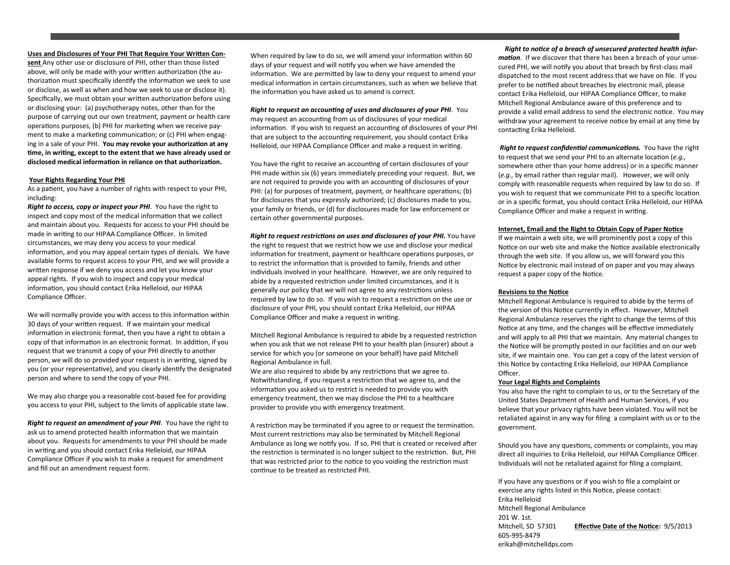**Uses and Disclosures of Your PHI That Require Your Written Consent** Any other use or disclosure of PHI, other than those listed above, will only be made with your written authorization (the authorization must specifically identify the information we seek to use or disclose, as well as when and how we seek to use or disclose it). Specifically, we must obtain your written authorization before using or disclosing your: (a) psychotherapy notes, other than for the purpose of carrying out our own treatment, payment or health care operations purposes, (b) PHI for marketing when we receive payment to make a marketing communication; or (c) PHI when engaging in a sale of your PHI. **You may revoke your authorization at any time, in writing, except to the extent that we have already used or disclosed medical information in reliance on that authorization.**

**Your Rights Regarding Your PHI**

As a patient, you have a number of rights with respect to your PHI, including:

***Right to access, copy or inspect your PHI***. You have the right to inspect and copy most of the medical information that we collect and maintain about you. Requests for access to your PHI should be made in writing to our HIPAA Compliance Officer. In limited circumstances, we may deny you access to your medical information, and you may appeal certain types of denials. We have available forms to request access to your PHI, and we will provide a written response if we deny you access and let you know your appeal rights. If you wish to inspect and copy your medical information, you should contact Erika Helleloid, our HIPAA Compliance Officer.

We will normally provide you with access to this information within 30 days of your written request. If we maintain your medical information in electronic format, then you have a right to obtain a copy of that information in an electronic format. In addition, if you request that we transmit a copy of your PHI directly to another person, we will do so provided your request is in writing, signed by you (or your representative), and you clearly identify the designated person and where to send the copy of your PHI.

We may also charge you a reasonable cost-based fee for providing you access to your PHI, subject to the limits of applicable state law.

***Right to request an amendment of your PHI***. You have the right to ask us to amend protected health information that we maintain about you. Requests for amendments to your PHI should be made in writing and you should contact Erika Helleloid, our HIPAA Compliance Officer if you wish to make a request for amendment and fill out an amendment request form.

When required by law to do so, we will amend your information within 60 days of your request and will notify you when we have amended the information. We are permitted by law to deny your request to amend your medical information in certain circumstances, such as when we believe that the information you have asked us to amend is correct.

***Right to request an accounting of uses and disclosures of your PHI***. You may request an accounting from us of disclosures of your medical information. If you wish to request an accounting of disclosures of your PHI that are subject to the accounting requirement, you should contact Erika Helleloid, our HIPAA Compliance Officer and make a request in writing.

You have the right to receive an accounting of certain disclosures of your PHI made within six (6) years immediately preceding your request. But, we are not required to provide you with an accounting of disclosures of your PHI: (a) for purposes of treatment, payment, or healthcare operations; (b) for disclosures that you expressly authorized; (c) disclosures made to you, your family or friends, or (d) for disclosures made for law enforcement or certain other governmental purposes.

***Right to request restrictions on uses and disclosures of your PHI.*** You have the right to request that we restrict how we use and disclose your medical information for treatment, payment or healthcare operations purposes, or to restrict the information that is provided to family, friends and other individuals involved in your healthcare. However, we are only required to abide by a requested restriction under limited circumstances, and it is generally our policy that we will not agree to any restrictions unless required by law to do so. If you wish to request a restriction on the use or disclosure of your PHI, you should contact Erika Helleloid, our HIPAA Compliance Officer and make a request in writing.

Mitchell Regional Ambulance is required to abide by a requested restriction when you ask that we not release PHI to your health plan (insurer) about a service for which you (or someone on your behalf) have paid Mitchell Regional Ambulance in full.

We are also required to abide by any restrictions that we agree to. Notwithstanding, if you request a restriction that we agree to, and the information you asked us to restrict is needed to provide you with emergency treatment, then we may disclose the PHI to a healthcare provider to provide you with emergency treatment.

A restriction may be terminated if you agree to or request the termination. Most current restrictions may also be terminated by Mitchell Regional Ambulance as long we notify you. If so, PHI that is created or received after the restriction is terminated is no longer subject to the restriction. But, PHI that was restricted prior to the notice to you voiding the restriction must continue to be treated as restricted PHI.

***Right to notice of a breach of unsecured protected health information***. If we discover that there has been a breach of your unsecured PHI, we will notify you about that breach by first-class mail dispatched to the most recent address that we have on file. If you prefer to be notified about breaches by electronic mail, please contact Erika Helleloid, our HIPAA Compliance Officer, to make Mitchell Regional Ambulance aware of this preference and to provide a valid email address to send the electronic notice. You may withdraw your agreement to receive notice by email at any time by contacting Erika Helleloid.

***Right to request confidential communications.*** You have the right to request that we send your PHI to an alternate location (*e.g.,* somewhere other than your home address) or in a specific manner (*e.g.,* by email rather than regular mail). However, we will only comply with reasonable requests when required by law to do so. If you wish to request that we communicate PHI to a specific location or in a specific format, you should contact Erika Helleloid, our HIPAA Compliance Officer and make a request in writing.

**Internet, Email and the Right to Obtain Copy of Paper Notice**

If we maintain a web site, we will prominently post a copy of this Notice on our web site and make the Notice available electronically through the web site. If you allow us, we will forward you this Notice by electronic mail instead of on paper and you may always request a paper copy of the Notice.

**Revisions to the Notice**

Mitchell Regional Ambulance is required to abide by the terms of the version of this Notice currently in effect. However, Mitchell Regional Ambulance reserves the right to change the terms of this Notice at any time, and the changes will be effective immediately and will apply to all PHI that we maintain. Any material changes to the Notice will be promptly posted in our facilities and on our web site, if we maintain one. You can get a copy of the latest version of this Notice by contacting Erika Helleloid, our HIPAA Compliance Officer.

**Your Legal Rights and Complaints**

You also have the right to complain to us, or to the Secretary of the United States Department of Health and Human Services, if you believe that your privacy rights have been violated. You will not be retaliated against in any way for filing a complaint with us or to the government.

Should you have any questions, comments or complaints, you may direct all inquiries to Erika Helleloid, our HIPAA Compliance Officer. Individuals will not be retaliated against for filing a complaint.

If you have any questions or if you wish to file a complaint or exercise any rights listed in this Notice, please contact:
Erika Helleloid
Mitchell Regional Ambulance
201 W. 1st.
Mitchell, SD 57301
605-995-8479
erikah@mitchelldps.com

**Effective Date of the Notice:** 9/5/2013